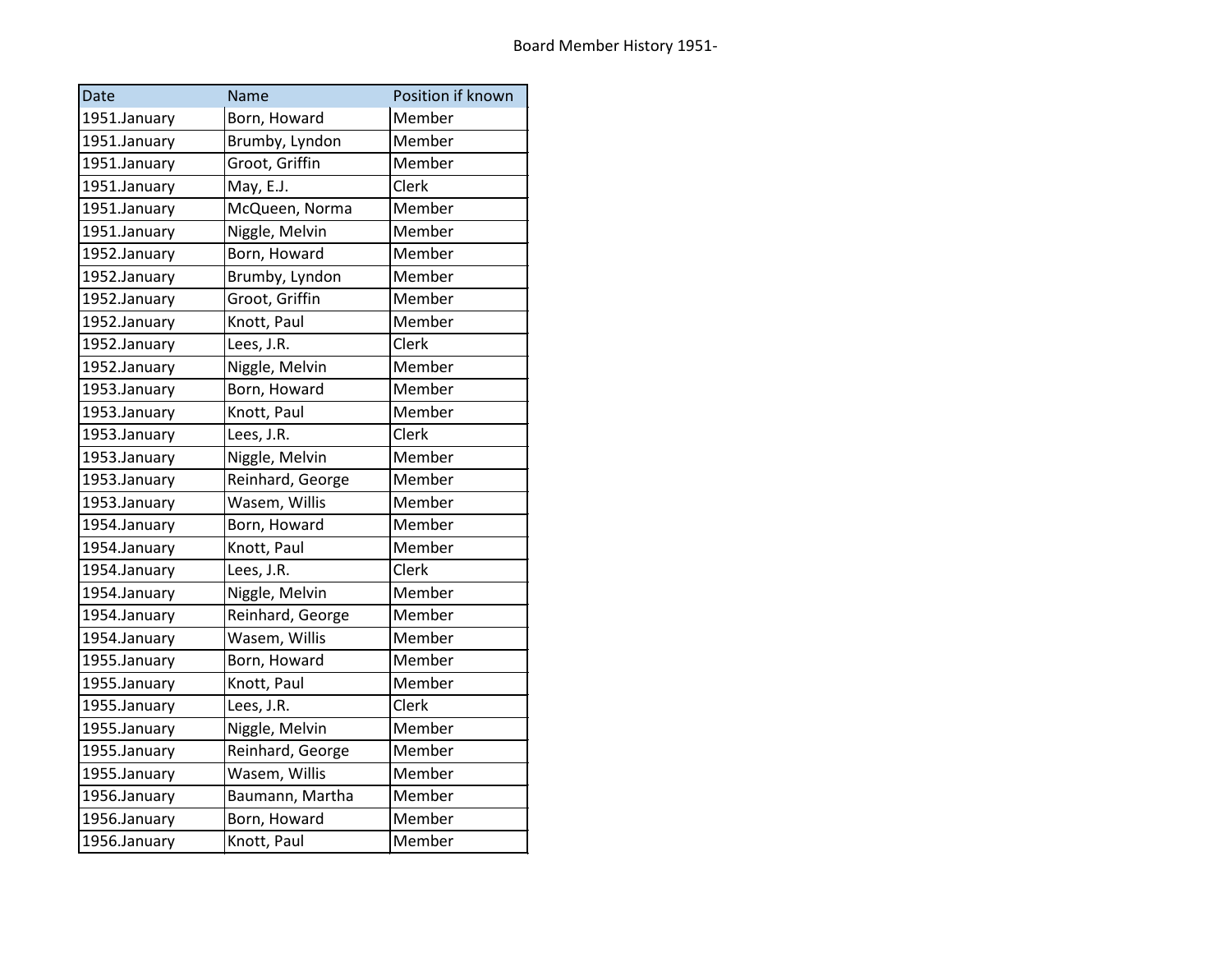# Board Member History 1951-

| Date | Name | Position if known |
|---|---|---|
| 1951.January | Born, Howard | Member |
| 1951.January | Brumby, Lyndon | Member |
| 1951.January | Groot, Griffin | Member |
| 1951.January | May, E.J. | Clerk |
| 1951.January | McQueen, Norma | Member |
| 1951.January | Niggle, Melvin | Member |
| 1952.January | Born, Howard | Member |
| 1952.January | Brumby, Lyndon | Member |
| 1952.January | Groot, Griffin | Member |
| 1952.January | Knott, Paul | Member |
| 1952.January | Lees, J.R. | Clerk |
| 1952.January | Niggle, Melvin | Member |
| 1953.January | Born, Howard | Member |
| 1953.January | Knott, Paul | Member |
| 1953.January | Lees, J.R. | Clerk |
| 1953.January | Niggle, Melvin | Member |
| 1953.January | Reinhard, George | Member |
| 1953.January | Wasem, Willis | Member |
| 1954.January | Born, Howard | Member |
| 1954.January | Knott, Paul | Member |
| 1954.January | Lees, J.R. | Clerk |
| 1954.January | Niggle, Melvin | Member |
| 1954.January | Reinhard, George | Member |
| 1954.January | Wasem, Willis | Member |
| 1955.January | Born, Howard | Member |
| 1955.January | Knott, Paul | Member |
| 1955.January | Lees, J.R. | Clerk |
| 1955.January | Niggle, Melvin | Member |
| 1955.January | Reinhard, George | Member |
| 1955.January | Wasem, Willis | Member |
| 1956.January | Baumann, Martha | Member |
| 1956.January | Born, Howard | Member |
| 1956.January | Knott, Paul | Member |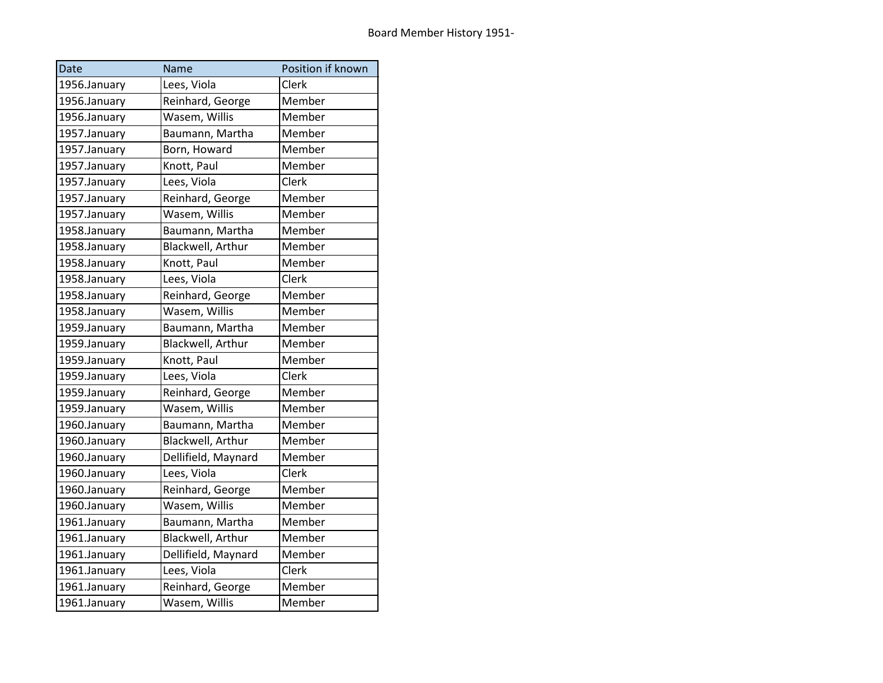Board Member History 1951-

| Date | Name | Position if known |
| --- | --- | --- |
| 1956.January | Lees, Viola | Clerk |
| 1956.January | Reinhard, George | Member |
| 1956.January | Wasem, Willis | Member |
| 1957.January | Baumann, Martha | Member |
| 1957.January | Born, Howard | Member |
| 1957.January | Knott, Paul | Member |
| 1957.January | Lees, Viola | Clerk |
| 1957.January | Reinhard, George | Member |
| 1957.January | Wasem, Willis | Member |
| 1958.January | Baumann, Martha | Member |
| 1958.January | Blackwell, Arthur | Member |
| 1958.January | Knott, Paul | Member |
| 1958.January | Lees, Viola | Clerk |
| 1958.January | Reinhard, George | Member |
| 1958.January | Wasem, Willis | Member |
| 1959.January | Baumann, Martha | Member |
| 1959.January | Blackwell, Arthur | Member |
| 1959.January | Knott, Paul | Member |
| 1959.January | Lees, Viola | Clerk |
| 1959.January | Reinhard, George | Member |
| 1959.January | Wasem, Willis | Member |
| 1960.January | Baumann, Martha | Member |
| 1960.January | Blackwell, Arthur | Member |
| 1960.January | Dellifield, Maynard | Member |
| 1960.January | Lees, Viola | Clerk |
| 1960.January | Reinhard, George | Member |
| 1960.January | Wasem, Willis | Member |
| 1961.January | Baumann, Martha | Member |
| 1961.January | Blackwell, Arthur | Member |
| 1961.January | Dellifield, Maynard | Member |
| 1961.January | Lees, Viola | Clerk |
| 1961.January | Reinhard, George | Member |
| 1961.January | Wasem, Willis | Member |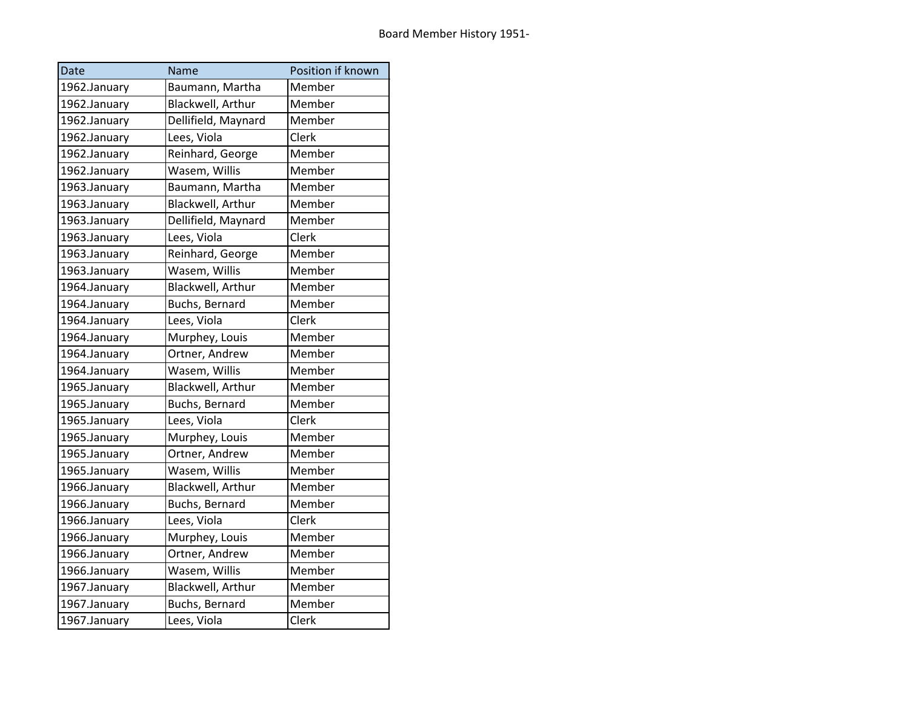Board Member History 1951-

| Date | Name | Position if known |
|---|---|---|
| 1962.January | Baumann, Martha | Member |
| 1962.January | Blackwell, Arthur | Member |
| 1962.January | Dellifield, Maynard | Member |
| 1962.January | Lees, Viola | Clerk |
| 1962.January | Reinhard, George | Member |
| 1962.January | Wasem, Willis | Member |
| 1963.January | Baumann, Martha | Member |
| 1963.January | Blackwell, Arthur | Member |
| 1963.January | Dellifield, Maynard | Member |
| 1963.January | Lees, Viola | Clerk |
| 1963.January | Reinhard, George | Member |
| 1963.January | Wasem, Willis | Member |
| 1964.January | Blackwell, Arthur | Member |
| 1964.January | Buchs, Bernard | Member |
| 1964.January | Lees, Viola | Clerk |
| 1964.January | Murphey, Louis | Member |
| 1964.January | Ortner, Andrew | Member |
| 1964.January | Wasem, Willis | Member |
| 1965.January | Blackwell, Arthur | Member |
| 1965.January | Buchs, Bernard | Member |
| 1965.January | Lees, Viola | Clerk |
| 1965.January | Murphey, Louis | Member |
| 1965.January | Ortner, Andrew | Member |
| 1965.January | Wasem, Willis | Member |
| 1966.January | Blackwell, Arthur | Member |
| 1966.January | Buchs, Bernard | Member |
| 1966.January | Lees, Viola | Clerk |
| 1966.January | Murphey, Louis | Member |
| 1966.January | Ortner, Andrew | Member |
| 1966.January | Wasem, Willis | Member |
| 1967.January | Blackwell, Arthur | Member |
| 1967.January | Buchs, Bernard | Member |
| 1967.January | Lees, Viola | Clerk |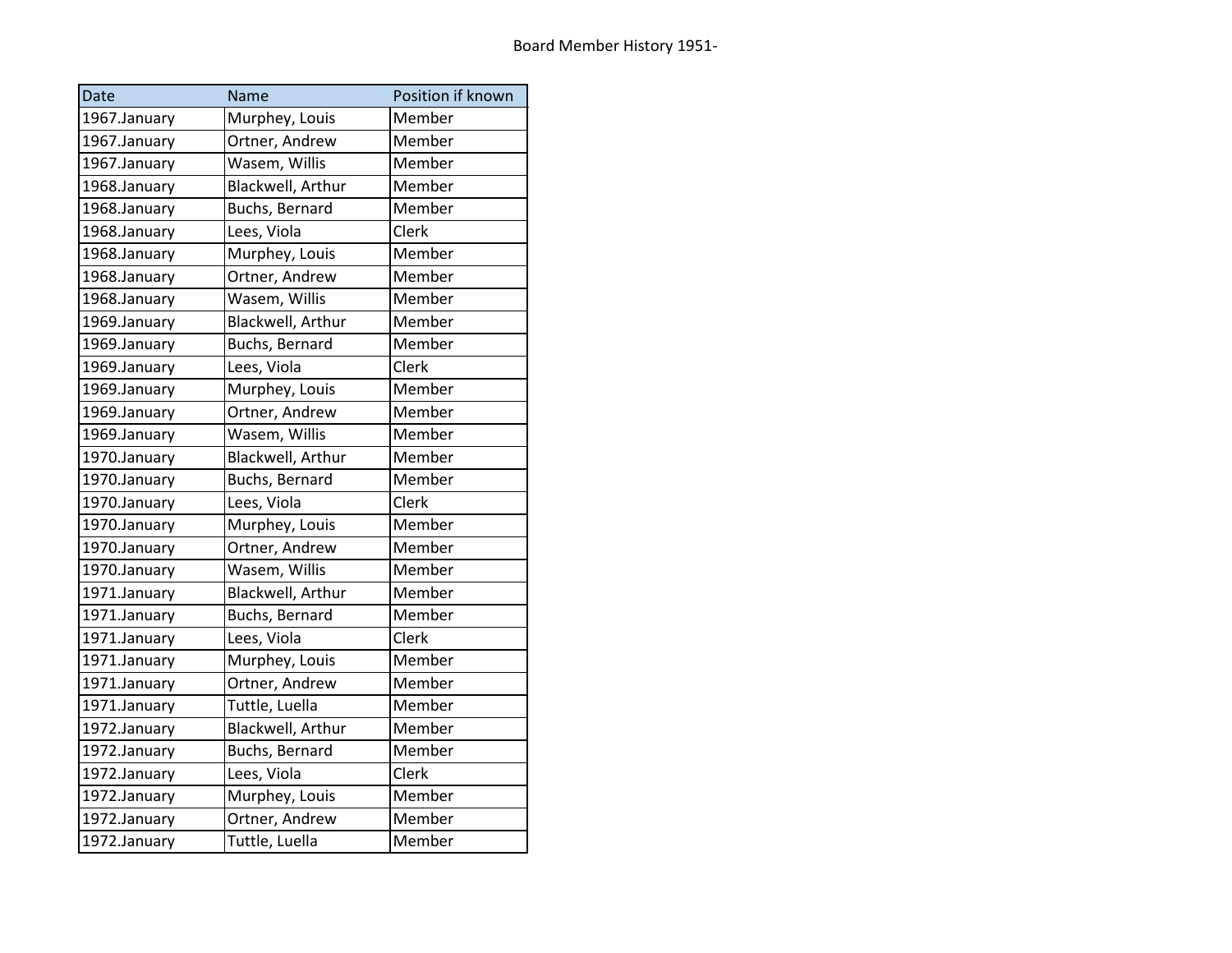| Date | Name | Position if known |
|---|---|---|
| 1967.January | Murphey, Louis | Member |
| 1967.January | Ortner, Andrew | Member |
| 1967.January | Wasem, Willis | Member |
| 1968.January | Blackwell, Arthur | Member |
| 1968.January | Buchs, Bernard | Member |
| 1968.January | Lees, Viola | Clerk |
| 1968.January | Murphey, Louis | Member |
| 1968.January | Ortner, Andrew | Member |
| 1968.January | Wasem, Willis | Member |
| 1969.January | Blackwell, Arthur | Member |
| 1969.January | Buchs, Bernard | Member |
| 1969.January | Lees, Viola | Clerk |
| 1969.January | Murphey, Louis | Member |
| 1969.January | Ortner, Andrew | Member |
| 1969.January | Wasem, Willis | Member |
| 1970.January | Blackwell, Arthur | Member |
| 1970.January | Buchs, Bernard | Member |
| 1970.January | Lees, Viola | Clerk |
| 1970.January | Murphey, Louis | Member |
| 1970.January | Ortner, Andrew | Member |
| 1970.January | Wasem, Willis | Member |
| 1971.January | Blackwell, Arthur | Member |
| 1971.January | Buchs, Bernard | Member |
| 1971.January | Lees, Viola | Clerk |
| 1971.January | Murphey, Louis | Member |
| 1971.January | Ortner, Andrew | Member |
| 1971.January | Tuttle, Luella | Member |
| 1972.January | Blackwell, Arthur | Member |
| 1972.January | Buchs, Bernard | Member |
| 1972.January | Lees, Viola | Clerk |
| 1972.January | Murphey, Louis | Member |
| 1972.January | Ortner, Andrew | Member |
| 1972.January | Tuttle, Luella | Member |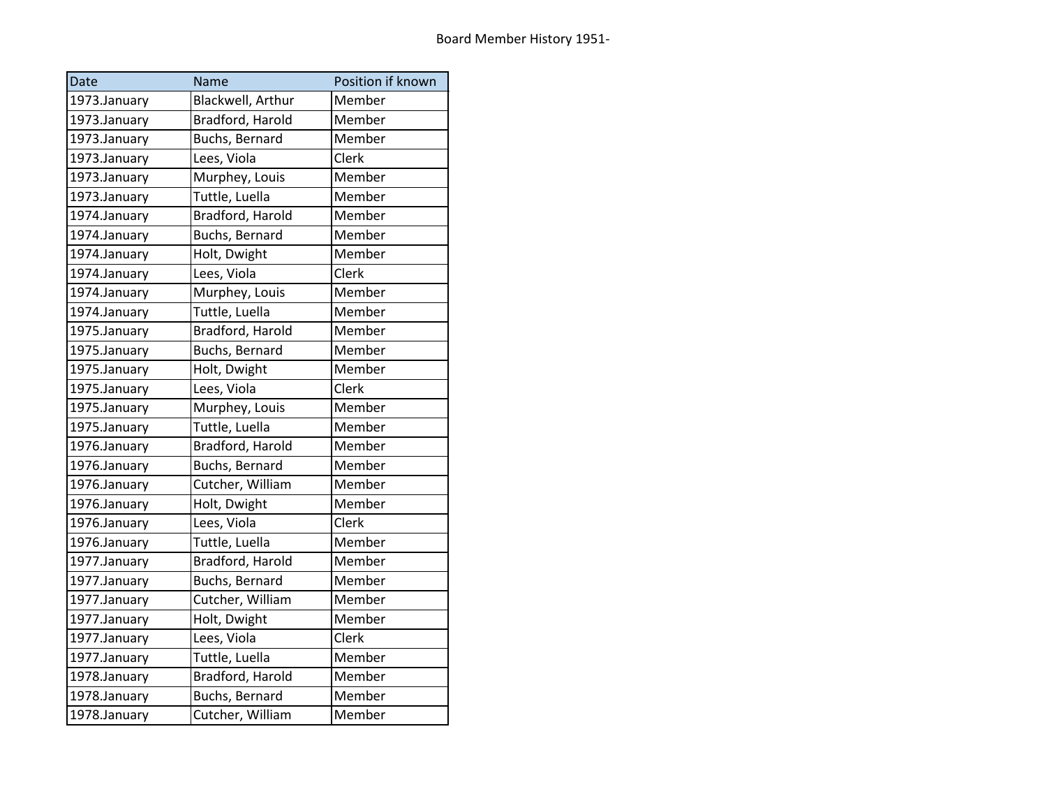Board Member History 1951-

| Date | Name | Position if known |
|---|---|---|
| 1973.January | Blackwell, Arthur | Member |
| 1973.January | Bradford, Harold | Member |
| 1973.January | Buchs, Bernard | Member |
| 1973.January | Lees, Viola | Clerk |
| 1973.January | Murphey, Louis | Member |
| 1973.January | Tuttle, Luella | Member |
| 1974.January | Bradford, Harold | Member |
| 1974.January | Buchs, Bernard | Member |
| 1974.January | Holt, Dwight | Member |
| 1974.January | Lees, Viola | Clerk |
| 1974.January | Murphey, Louis | Member |
| 1974.January | Tuttle, Luella | Member |
| 1975.January | Bradford, Harold | Member |
| 1975.January | Buchs, Bernard | Member |
| 1975.January | Holt, Dwight | Member |
| 1975.January | Lees, Viola | Clerk |
| 1975.January | Murphey, Louis | Member |
| 1975.January | Tuttle, Luella | Member |
| 1976.January | Bradford, Harold | Member |
| 1976.January | Buchs, Bernard | Member |
| 1976.January | Cutcher, William | Member |
| 1976.January | Holt, Dwight | Member |
| 1976.January | Lees, Viola | Clerk |
| 1976.January | Tuttle, Luella | Member |
| 1977.January | Bradford, Harold | Member |
| 1977.January | Buchs, Bernard | Member |
| 1977.January | Cutcher, William | Member |
| 1977.January | Holt, Dwight | Member |
| 1977.January | Lees, Viola | Clerk |
| 1977.January | Tuttle, Luella | Member |
| 1978.January | Bradford, Harold | Member |
| 1978.January | Buchs, Bernard | Member |
| 1978.January | Cutcher, William | Member |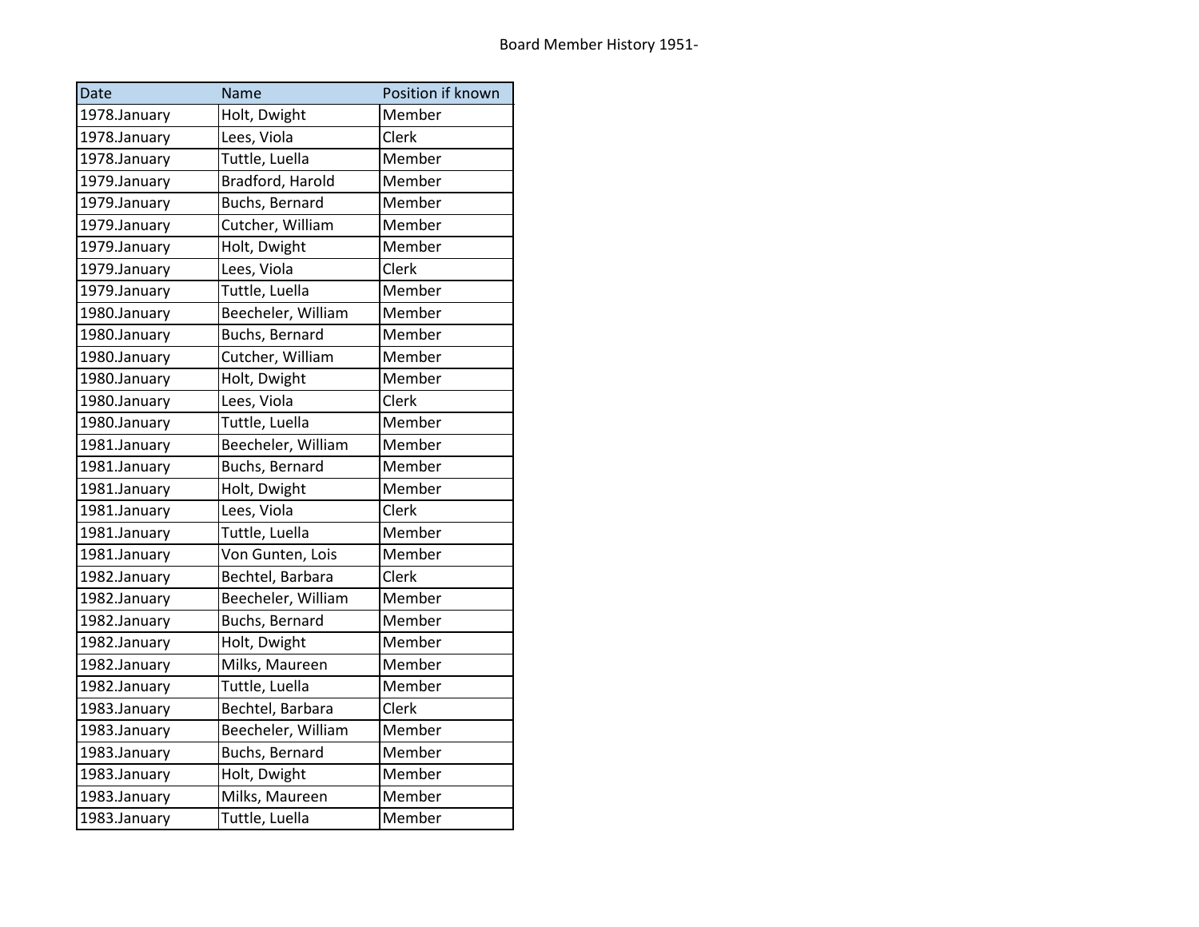Board Member History 1951-

| Date | Name | Position if known |
|---|---|---|
| 1978.January | Holt, Dwight | Member |
| 1978.January | Lees, Viola | Clerk |
| 1978.January | Tuttle, Luella | Member |
| 1979.January | Bradford, Harold | Member |
| 1979.January | Buchs, Bernard | Member |
| 1979.January | Cutcher, William | Member |
| 1979.January | Holt, Dwight | Member |
| 1979.January | Lees, Viola | Clerk |
| 1979.January | Tuttle, Luella | Member |
| 1980.January | Beecheler, William | Member |
| 1980.January | Buchs, Bernard | Member |
| 1980.January | Cutcher, William | Member |
| 1980.January | Holt, Dwight | Member |
| 1980.January | Lees, Viola | Clerk |
| 1980.January | Tuttle, Luella | Member |
| 1981.January | Beecheler, William | Member |
| 1981.January | Buchs, Bernard | Member |
| 1981.January | Holt, Dwight | Member |
| 1981.January | Lees, Viola | Clerk |
| 1981.January | Tuttle, Luella | Member |
| 1981.January | Von Gunten, Lois | Member |
| 1982.January | Bechtel, Barbara | Clerk |
| 1982.January | Beecheler, William | Member |
| 1982.January | Buchs, Bernard | Member |
| 1982.January | Holt, Dwight | Member |
| 1982.January | Milks, Maureen | Member |
| 1982.January | Tuttle, Luella | Member |
| 1983.January | Bechtel, Barbara | Clerk |
| 1983.January | Beecheler, William | Member |
| 1983.January | Buchs, Bernard | Member |
| 1983.January | Holt, Dwight | Member |
| 1983.January | Milks, Maureen | Member |
| 1983.January | Tuttle, Luella | Member |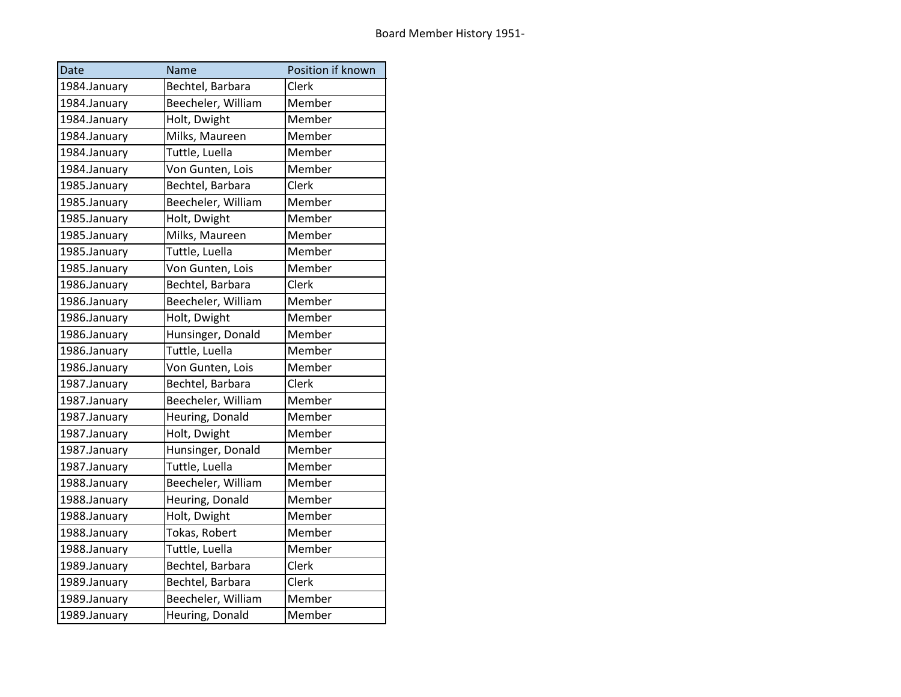Board Member History 1951-

| Date | Name | Position if known |
| --- | --- | --- |
| 1984.January | Bechtel, Barbara | Clerk |
| 1984.January | Beecheler, William | Member |
| 1984.January | Holt, Dwight | Member |
| 1984.January | Milks, Maureen | Member |
| 1984.January | Tuttle, Luella | Member |
| 1984.January | Von Gunten, Lois | Member |
| 1985.January | Bechtel, Barbara | Clerk |
| 1985.January | Beecheler, William | Member |
| 1985.January | Holt, Dwight | Member |
| 1985.January | Milks, Maureen | Member |
| 1985.January | Tuttle, Luella | Member |
| 1985.January | Von Gunten, Lois | Member |
| 1986.January | Bechtel, Barbara | Clerk |
| 1986.January | Beecheler, William | Member |
| 1986.January | Holt, Dwight | Member |
| 1986.January | Hunsinger, Donald | Member |
| 1986.January | Tuttle, Luella | Member |
| 1986.January | Von Gunten, Lois | Member |
| 1987.January | Bechtel, Barbara | Clerk |
| 1987.January | Beecheler, William | Member |
| 1987.January | Heuring, Donald | Member |
| 1987.January | Holt, Dwight | Member |
| 1987.January | Hunsinger, Donald | Member |
| 1987.January | Tuttle, Luella | Member |
| 1988.January | Beecheler, William | Member |
| 1988.January | Heuring, Donald | Member |
| 1988.January | Holt, Dwight | Member |
| 1988.January | Tokas, Robert | Member |
| 1988.January | Tuttle, Luella | Member |
| 1989.January | Bechtel, Barbara | Clerk |
| 1989.January | Bechtel, Barbara | Clerk |
| 1989.January | Beecheler, William | Member |
| 1989.January | Heuring, Donald | Member |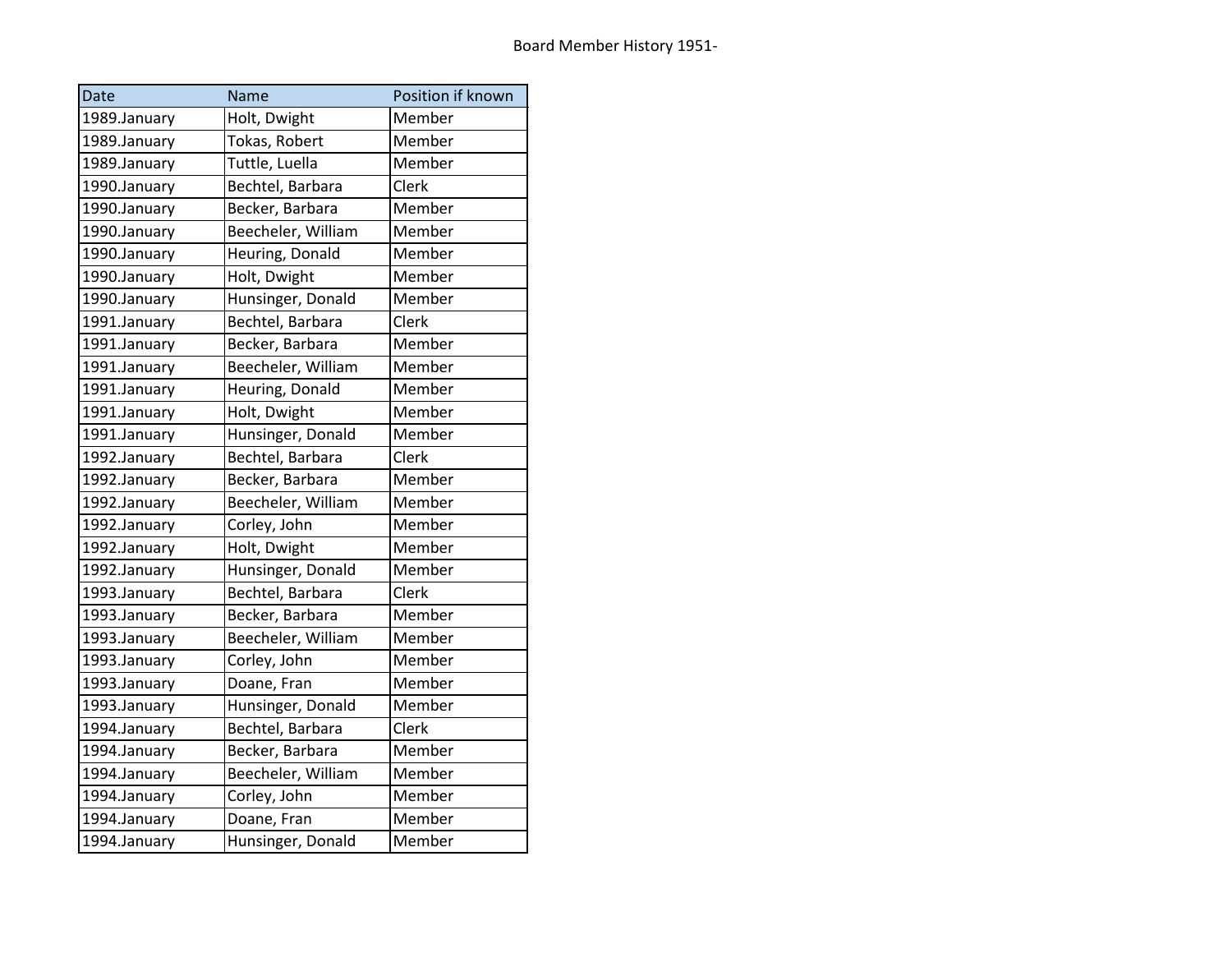Board Member History 1951-

| Date | Name | Position if known |
|---|---|---|
| 1989.January | Holt, Dwight | Member |
| 1989.January | Tokas, Robert | Member |
| 1989.January | Tuttle, Luella | Member |
| 1990.January | Bechtel, Barbara | Clerk |
| 1990.January | Becker, Barbara | Member |
| 1990.January | Beecheler, William | Member |
| 1990.January | Heuring, Donald | Member |
| 1990.January | Holt, Dwight | Member |
| 1990.January | Hunsinger, Donald | Member |
| 1991.January | Bechtel, Barbara | Clerk |
| 1991.January | Becker, Barbara | Member |
| 1991.January | Beecheler, William | Member |
| 1991.January | Heuring, Donald | Member |
| 1991.January | Holt, Dwight | Member |
| 1991.January | Hunsinger, Donald | Member |
| 1992.January | Bechtel, Barbara | Clerk |
| 1992.January | Becker, Barbara | Member |
| 1992.January | Beecheler, William | Member |
| 1992.January | Corley, John | Member |
| 1992.January | Holt, Dwight | Member |
| 1992.January | Hunsinger, Donald | Member |
| 1993.January | Bechtel, Barbara | Clerk |
| 1993.January | Becker, Barbara | Member |
| 1993.January | Beecheler, William | Member |
| 1993.January | Corley, John | Member |
| 1993.January | Doane, Fran | Member |
| 1993.January | Hunsinger, Donald | Member |
| 1994.January | Bechtel, Barbara | Clerk |
| 1994.January | Becker, Barbara | Member |
| 1994.January | Beecheler, William | Member |
| 1994.January | Corley, John | Member |
| 1994.January | Doane, Fran | Member |
| 1994.January | Hunsinger, Donald | Member |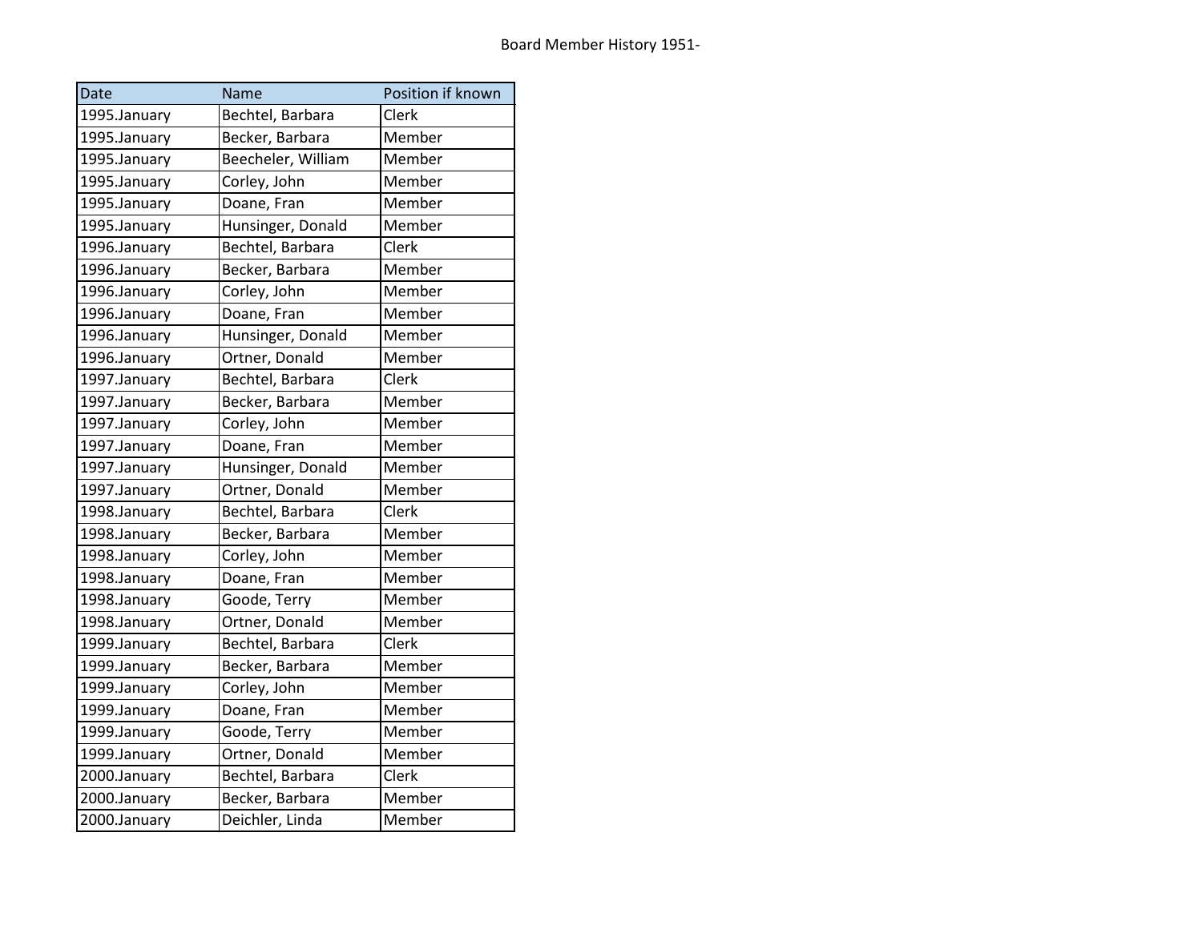Board Member History 1951-

| Date | Name | Position if known |
|---|---|---|
| 1995.January | Bechtel, Barbara | Clerk |
| 1995.January | Becker, Barbara | Member |
| 1995.January | Beecheler, William | Member |
| 1995.January | Corley, John | Member |
| 1995.January | Doane, Fran | Member |
| 1995.January | Hunsinger, Donald | Member |
| 1996.January | Bechtel, Barbara | Clerk |
| 1996.January | Becker, Barbara | Member |
| 1996.January | Corley, John | Member |
| 1996.January | Doane, Fran | Member |
| 1996.January | Hunsinger, Donald | Member |
| 1996.January | Ortner, Donald | Member |
| 1997.January | Bechtel, Barbara | Clerk |
| 1997.January | Becker, Barbara | Member |
| 1997.January | Corley, John | Member |
| 1997.January | Doane, Fran | Member |
| 1997.January | Hunsinger, Donald | Member |
| 1997.January | Ortner, Donald | Member |
| 1998.January | Bechtel, Barbara | Clerk |
| 1998.January | Becker, Barbara | Member |
| 1998.January | Corley, John | Member |
| 1998.January | Doane, Fran | Member |
| 1998.January | Goode, Terry | Member |
| 1998.January | Ortner, Donald | Member |
| 1999.January | Bechtel, Barbara | Clerk |
| 1999.January | Becker, Barbara | Member |
| 1999.January | Corley, John | Member |
| 1999.January | Doane, Fran | Member |
| 1999.January | Goode, Terry | Member |
| 1999.January | Ortner, Donald | Member |
| 2000.January | Bechtel, Barbara | Clerk |
| 2000.January | Becker, Barbara | Member |
| 2000.January | Deichler, Linda | Member |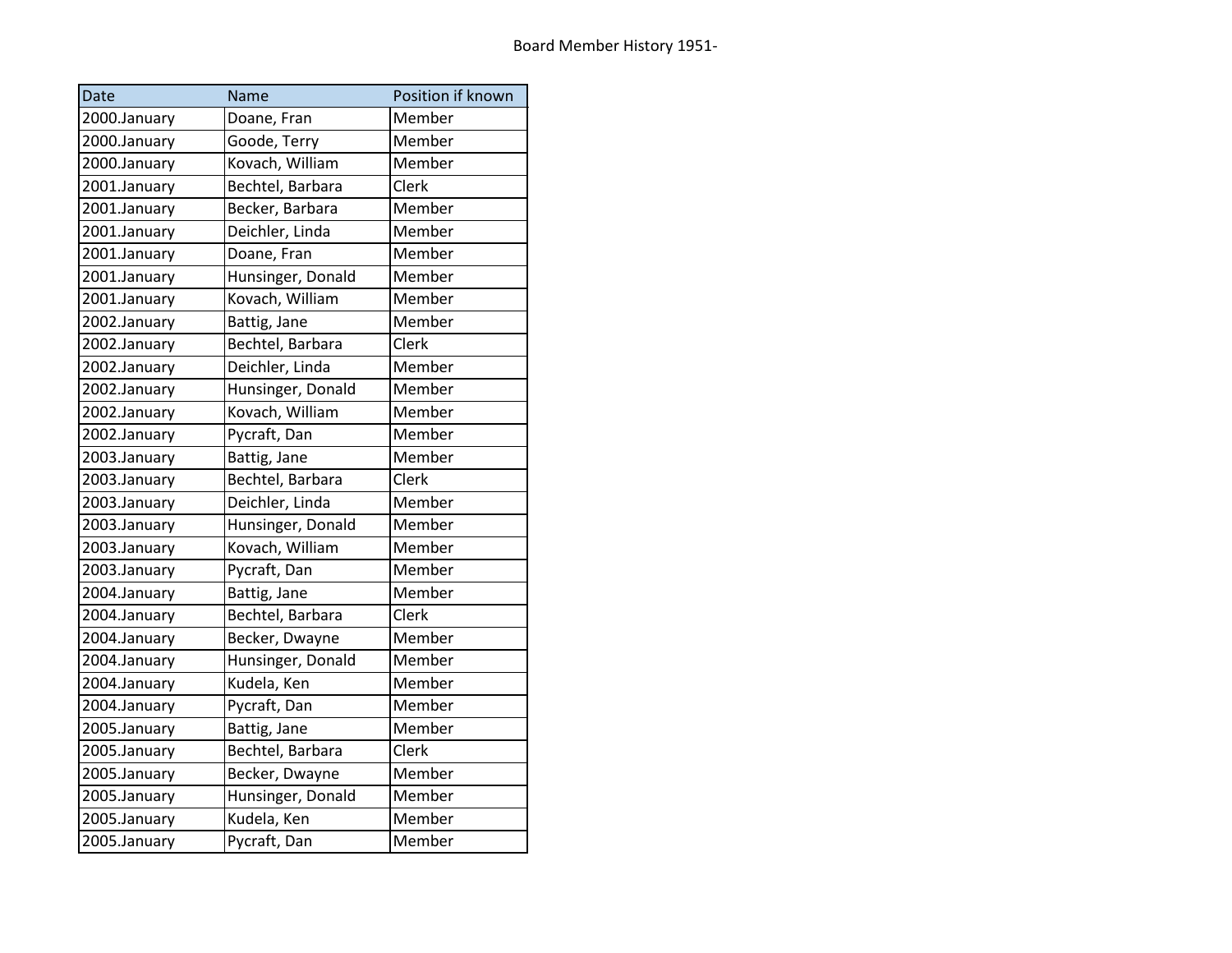Board Member History 1951-

| Date | Name | Position if known |
|---|---|---|
| 2000.January | Doane, Fran | Member |
| 2000.January | Goode, Terry | Member |
| 2000.January | Kovach, William | Member |
| 2001.January | Bechtel, Barbara | Clerk |
| 2001.January | Becker, Barbara | Member |
| 2001.January | Deichler, Linda | Member |
| 2001.January | Doane, Fran | Member |
| 2001.January | Hunsinger, Donald | Member |
| 2001.January | Kovach, William | Member |
| 2002.January | Battig, Jane | Member |
| 2002.January | Bechtel, Barbara | Clerk |
| 2002.January | Deichler, Linda | Member |
| 2002.January | Hunsinger, Donald | Member |
| 2002.January | Kovach, William | Member |
| 2002.January | Pycraft, Dan | Member |
| 2003.January | Battig, Jane | Member |
| 2003.January | Bechtel, Barbara | Clerk |
| 2003.January | Deichler, Linda | Member |
| 2003.January | Hunsinger, Donald | Member |
| 2003.January | Kovach, William | Member |
| 2003.January | Pycraft, Dan | Member |
| 2004.January | Battig, Jane | Member |
| 2004.January | Bechtel, Barbara | Clerk |
| 2004.January | Becker, Dwayne | Member |
| 2004.January | Hunsinger, Donald | Member |
| 2004.January | Kudela, Ken | Member |
| 2004.January | Pycraft, Dan | Member |
| 2005.January | Battig, Jane | Member |
| 2005.January | Bechtel, Barbara | Clerk |
| 2005.January | Becker, Dwayne | Member |
| 2005.January | Hunsinger, Donald | Member |
| 2005.January | Kudela, Ken | Member |
| 2005.January | Pycraft, Dan | Member |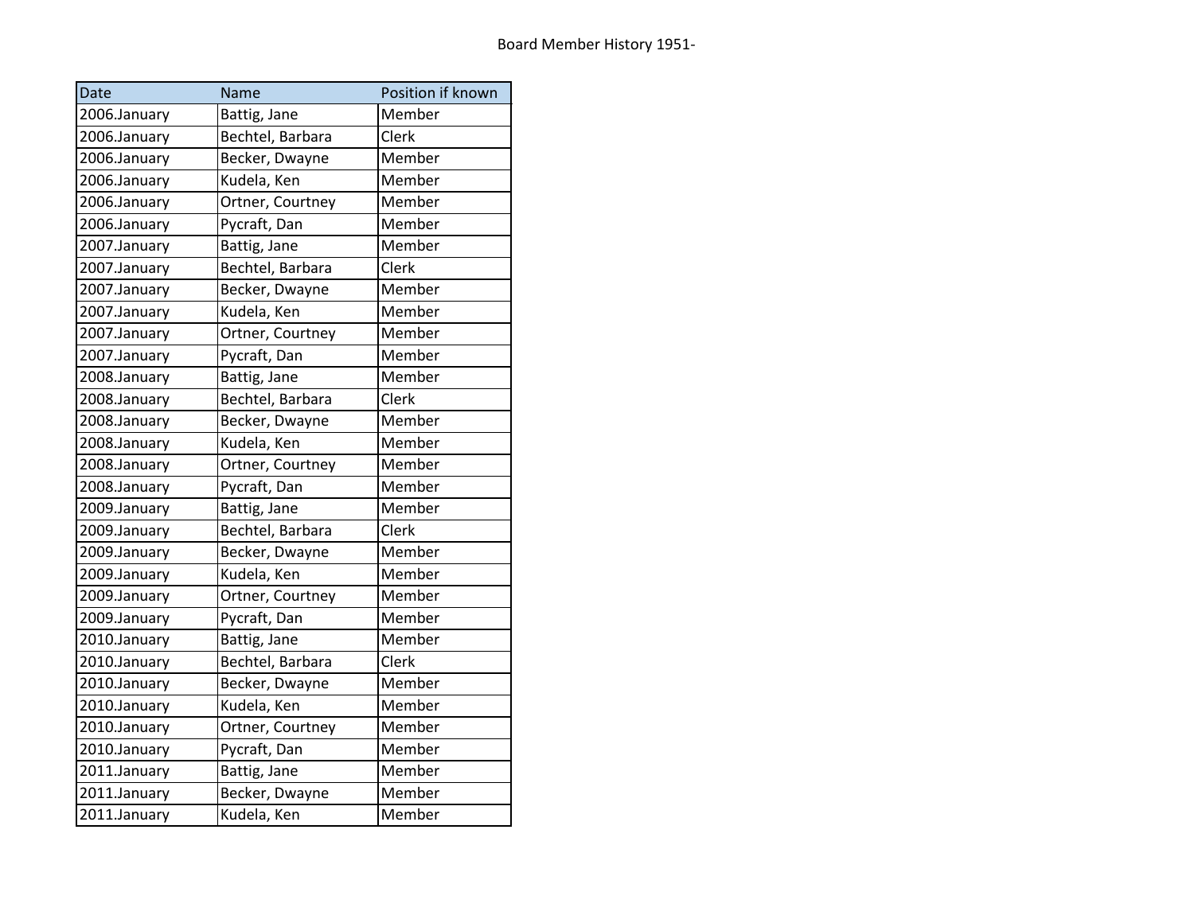Board Member History 1951-

| Date | Name | Position if known |
|---|---|---|
| 2006.January | Battig, Jane | Member |
| 2006.January | Bechtel, Barbara | Clerk |
| 2006.January | Becker, Dwayne | Member |
| 2006.January | Kudela, Ken | Member |
| 2006.January | Ortner, Courtney | Member |
| 2006.January | Pycraft, Dan | Member |
| 2007.January | Battig, Jane | Member |
| 2007.January | Bechtel, Barbara | Clerk |
| 2007.January | Becker, Dwayne | Member |
| 2007.January | Kudela, Ken | Member |
| 2007.January | Ortner, Courtney | Member |
| 2007.January | Pycraft, Dan | Member |
| 2008.January | Battig, Jane | Member |
| 2008.January | Bechtel, Barbara | Clerk |
| 2008.January | Becker, Dwayne | Member |
| 2008.January | Kudela, Ken | Member |
| 2008.January | Ortner, Courtney | Member |
| 2008.January | Pycraft, Dan | Member |
| 2009.January | Battig, Jane | Member |
| 2009.January | Bechtel, Barbara | Clerk |
| 2009.January | Becker, Dwayne | Member |
| 2009.January | Kudela, Ken | Member |
| 2009.January | Ortner, Courtney | Member |
| 2009.January | Pycraft, Dan | Member |
| 2010.January | Battig, Jane | Member |
| 2010.January | Bechtel, Barbara | Clerk |
| 2010.January | Becker, Dwayne | Member |
| 2010.January | Kudela, Ken | Member |
| 2010.January | Ortner, Courtney | Member |
| 2010.January | Pycraft, Dan | Member |
| 2011.January | Battig, Jane | Member |
| 2011.January | Becker, Dwayne | Member |
| 2011.January | Kudela, Ken | Member |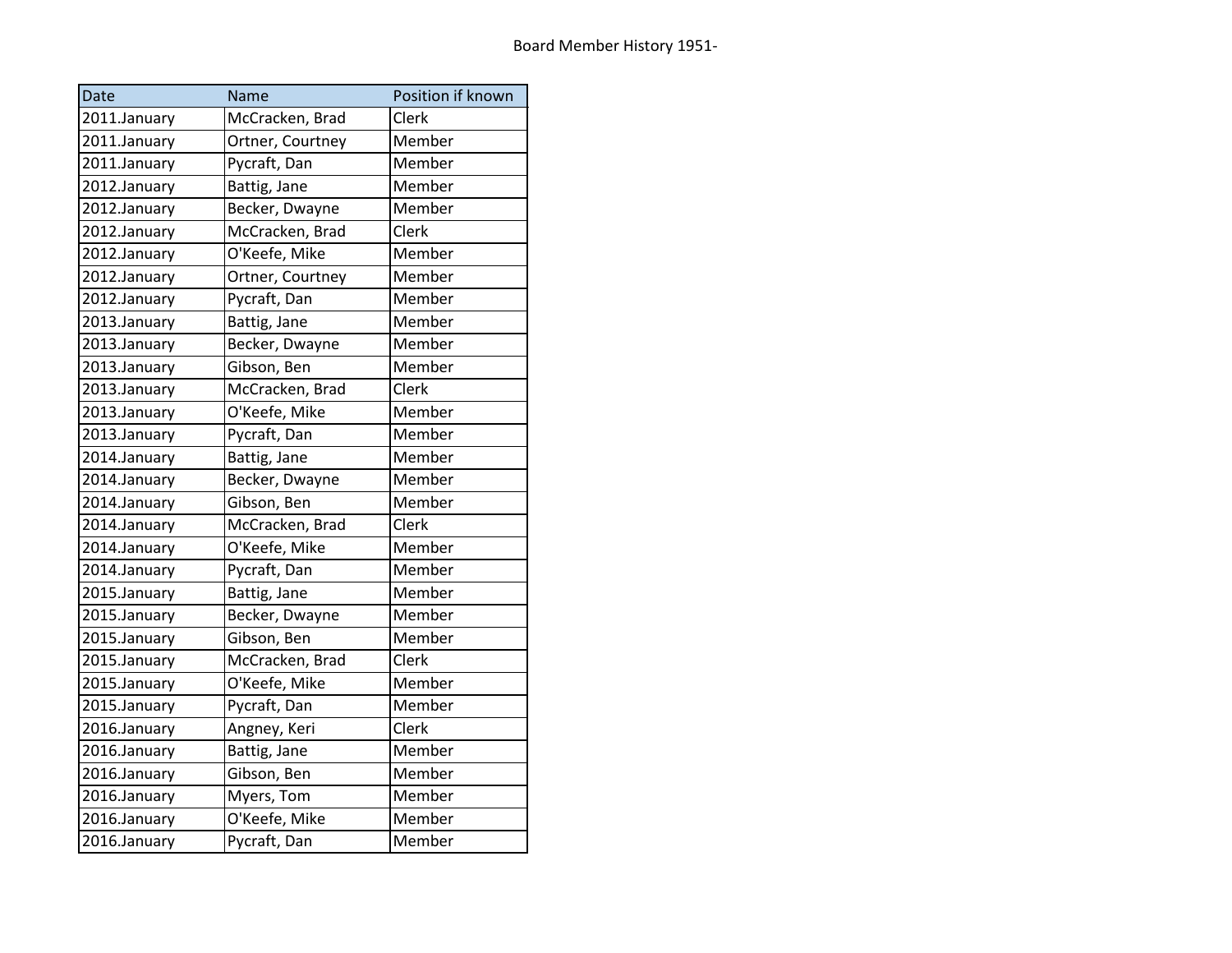Board Member History 1951-

| Date | Name | Position if known |
|---|---|---|
| 2011.January | McCracken, Brad | Clerk |
| 2011.January | Ortner, Courtney | Member |
| 2011.January | Pycraft, Dan | Member |
| 2012.January | Battig, Jane | Member |
| 2012.January | Becker, Dwayne | Member |
| 2012.January | McCracken, Brad | Clerk |
| 2012.January | O'Keefe, Mike | Member |
| 2012.January | Ortner, Courtney | Member |
| 2012.January | Pycraft, Dan | Member |
| 2013.January | Battig, Jane | Member |
| 2013.January | Becker, Dwayne | Member |
| 2013.January | Gibson, Ben | Member |
| 2013.January | McCracken, Brad | Clerk |
| 2013.January | O'Keefe, Mike | Member |
| 2013.January | Pycraft, Dan | Member |
| 2014.January | Battig, Jane | Member |
| 2014.January | Becker, Dwayne | Member |
| 2014.January | Gibson, Ben | Member |
| 2014.January | McCracken, Brad | Clerk |
| 2014.January | O'Keefe, Mike | Member |
| 2014.January | Pycraft, Dan | Member |
| 2015.January | Battig, Jane | Member |
| 2015.January | Becker, Dwayne | Member |
| 2015.January | Gibson, Ben | Member |
| 2015.January | McCracken, Brad | Clerk |
| 2015.January | O'Keefe, Mike | Member |
| 2015.January | Pycraft, Dan | Member |
| 2016.January | Angney, Keri | Clerk |
| 2016.January | Battig, Jane | Member |
| 2016.January | Gibson, Ben | Member |
| 2016.January | Myers, Tom | Member |
| 2016.January | O'Keefe, Mike | Member |
| 2016.January | Pycraft, Dan | Member |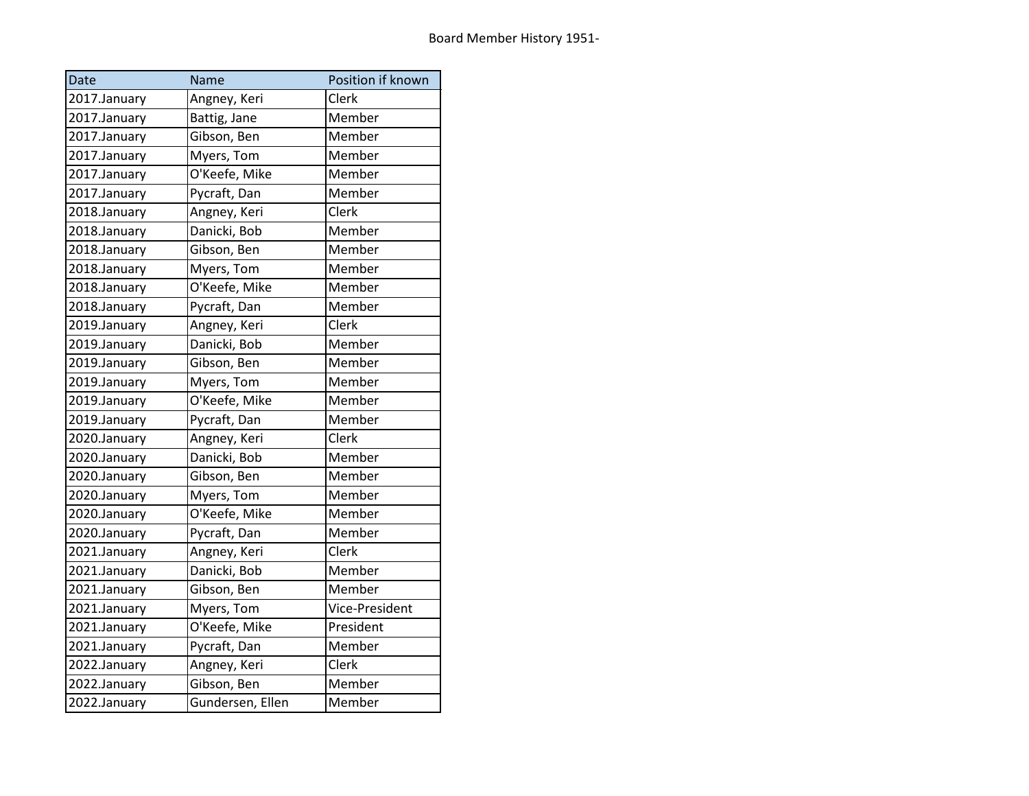Board Member History 1951-

| Date | Name | Position if known |
| --- | --- | --- |
| 2017.January | Angney, Keri | Clerk |
| 2017.January | Battig, Jane | Member |
| 2017.January | Gibson, Ben | Member |
| 2017.January | Myers, Tom | Member |
| 2017.January | O'Keefe, Mike | Member |
| 2017.January | Pycraft, Dan | Member |
| 2018.January | Angney, Keri | Clerk |
| 2018.January | Danicki, Bob | Member |
| 2018.January | Gibson, Ben | Member |
| 2018.January | Myers, Tom | Member |
| 2018.January | O'Keefe, Mike | Member |
| 2018.January | Pycraft, Dan | Member |
| 2019.January | Angney, Keri | Clerk |
| 2019.January | Danicki, Bob | Member |
| 2019.January | Gibson, Ben | Member |
| 2019.January | Myers, Tom | Member |
| 2019.January | O'Keefe, Mike | Member |
| 2019.January | Pycraft, Dan | Member |
| 2020.January | Angney, Keri | Clerk |
| 2020.January | Danicki, Bob | Member |
| 2020.January | Gibson, Ben | Member |
| 2020.January | Myers, Tom | Member |
| 2020.January | O'Keefe, Mike | Member |
| 2020.January | Pycraft, Dan | Member |
| 2021.January | Angney, Keri | Clerk |
| 2021.January | Danicki, Bob | Member |
| 2021.January | Gibson, Ben | Member |
| 2021.January | Myers, Tom | Vice-President |
| 2021.January | O'Keefe, Mike | President |
| 2021.January | Pycraft, Dan | Member |
| 2022.January | Angney, Keri | Clerk |
| 2022.January | Gibson, Ben | Member |
| 2022.January | Gundersen, Ellen | Member |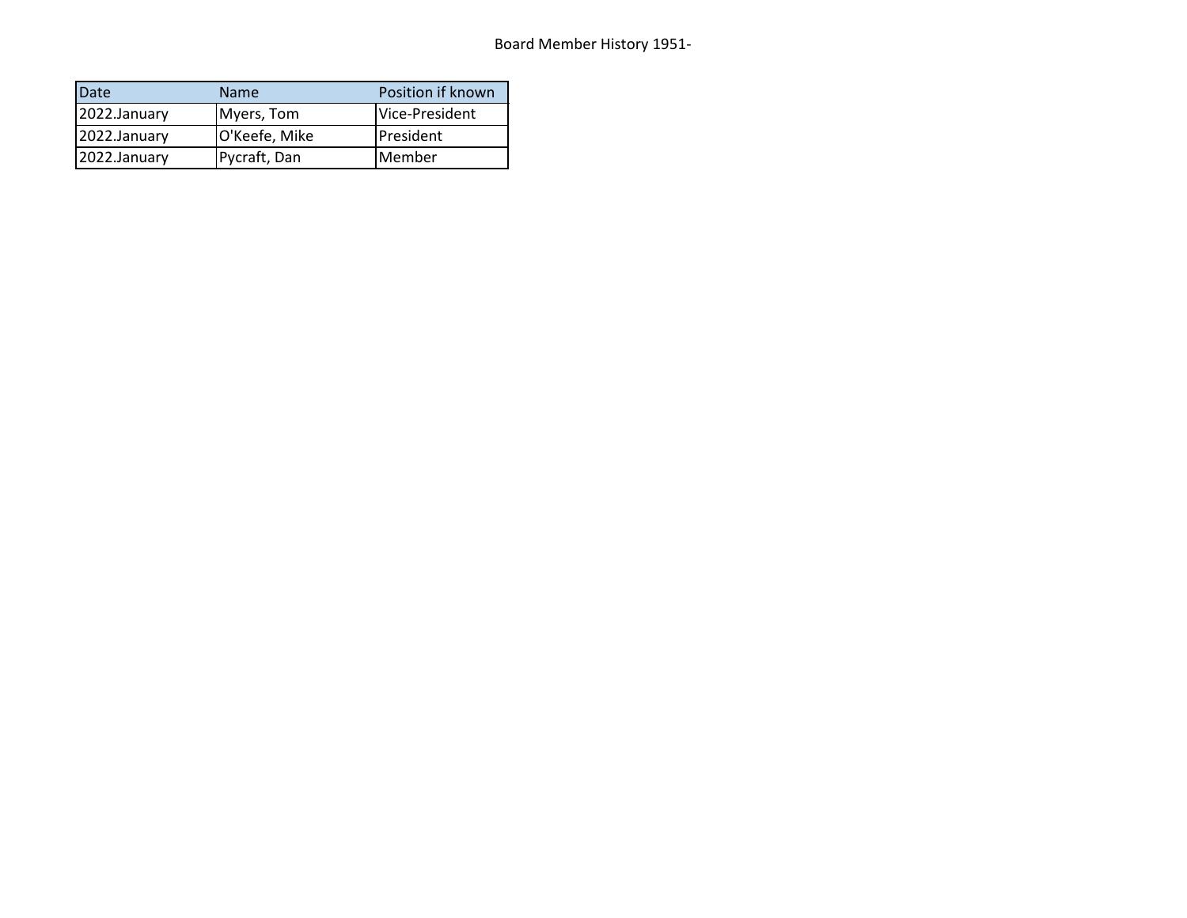Board Member History 1951-

| Date | Name | Position if known |
|---|---|---|
| 2022.January | Myers, Tom | Vice-President |
| 2022.January | O'Keefe, Mike | President |
| 2022.January | Pycraft, Dan | Member |